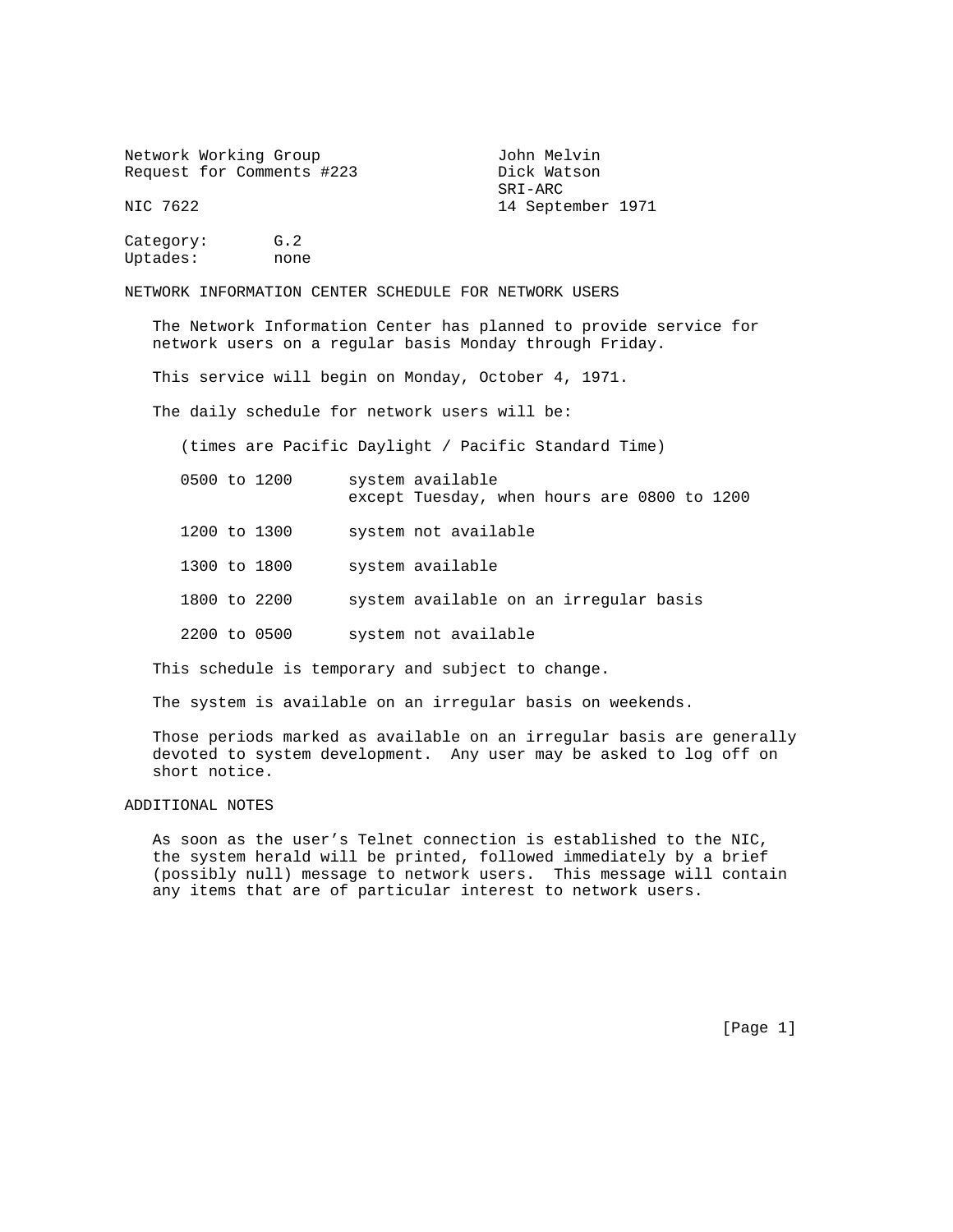Network Working Group                    John Melvin
Request for Comments #223                Dick Watson
                                         SRI-ARC
NIC 7622                                 14 September 1971

Category: G.2
Uptades: none

## NETWORK INFORMATION CENTER SCHEDULE FOR NETWORK USERS

The Network Information Center has planned to provide service for network users on a regular basis Monday through Friday.

This service will begin on Monday, October 4, 1971.

The daily schedule for network users will be:

(times are Pacific Daylight / Pacific Standard Time)

| Time | Status |
| --- | --- |
| 0500 to 1200 | system available except Tuesday, when hours are 0800 to 1200 |
| 1200 to 1300 | system not available |
| 1300 to 1800 | system available |
| 1800 to 2200 | system available on an irregular basis |
| 2200 to 0500 | system not available |

This schedule is temporary and subject to change.

The system is available on an irregular basis on weekends.

Those periods marked as available on an irregular basis are generally devoted to system development. Any user may be asked to log off on short notice.

## ADDITIONAL NOTES

As soon as the user's Telnet connection is established to the NIC, the system herald will be printed, followed immediately by a brief (possibly null) message to network users. This message will contain any items that are of particular interest to network users.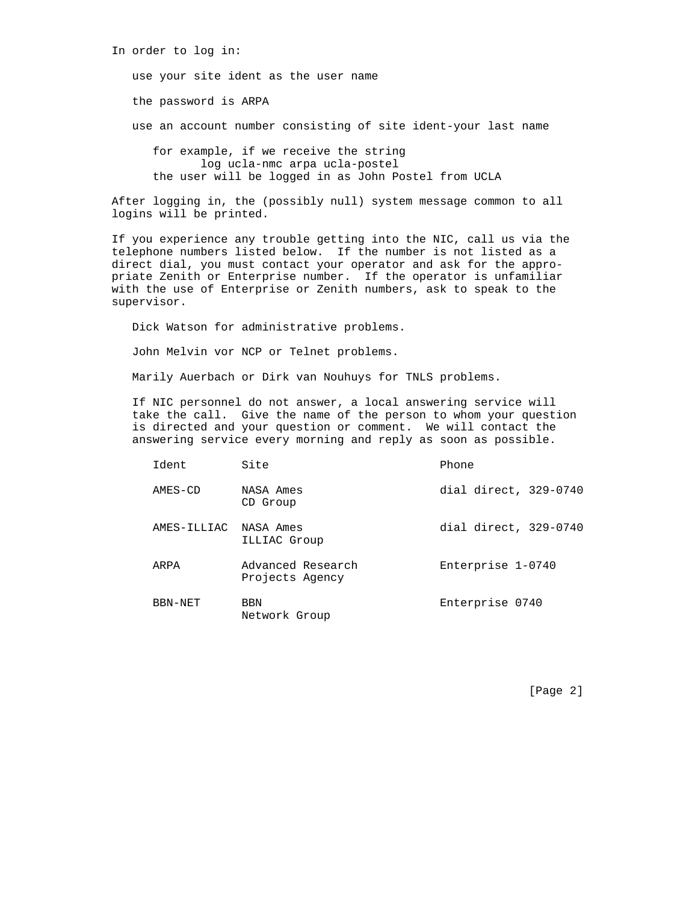In order to log in:

use your site ident as the user name

the password is ARPA

use an account number consisting of site ident-your last name

for example, if we receive the string
log ucla-nmc arpa ucla-postel
the user will be logged in as John Postel from UCLA

After logging in, the (possibly null) system message common to all logins will be printed.

If you experience any trouble getting into the NIC, call us via the telephone numbers listed below. If the number is not listed as a direct dial, you must contact your operator and ask for the appropriate Zenith or Enterprise number. If the operator is unfamiliar with the use of Enterprise or Zenith numbers, ask to speak to the supervisor.

Dick Watson for administrative problems.

John Melvin vor NCP or Telnet problems.

Marily Auerbach or Dirk van Nouhuys for TNLS problems.

If NIC personnel do not answer, a local answering service will take the call. Give the name of the person to whom your question is directed and your question or comment. We will contact the answering service every morning and reply as soon as possible.

| Ident | Site | Phone |
|---|---|---|
| AMES-CD | NASA Ames CD Group | dial direct, 329-0740 |
| AMES-ILLIAC | NASA Ames ILLIAC Group | dial direct, 329-0740 |
| ARPA | Advanced Research Projects Agency | Enterprise 1-0740 |
| BBN-NET | BBN Network Group | Enterprise 0740 |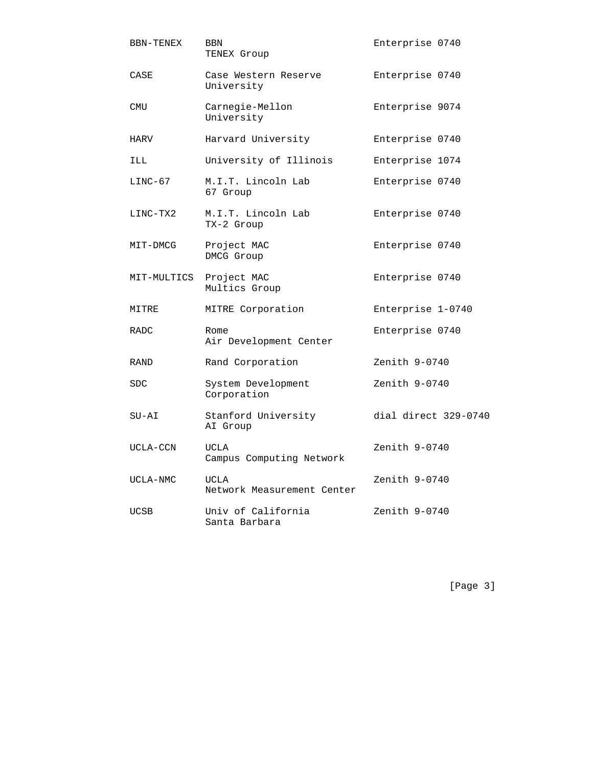| | | |
|---|---|---|
| BBN-TENEX | BBN TENEX Group | Enterprise 0740 |
| CASE | Case Western Reserve University | Enterprise 0740 |
| CMU | Carnegie-Mellon University | Enterprise 9074 |
| HARV | Harvard University | Enterprise 0740 |
| ILL | University of Illinois | Enterprise 1074 |
| LINC-67 | M.I.T. Lincoln Lab 67 Group | Enterprise 0740 |
| LINC-TX2 | M.I.T. Lincoln Lab TX-2 Group | Enterprise 0740 |
| MIT-DMCG | Project MAC DMCG Group | Enterprise 0740 |
| MIT-MULTICS | Project MAC Multics Group | Enterprise 0740 |
| MITRE | MITRE Corporation | Enterprise 1-0740 |
| RADC | Rome Air Development Center | Enterprise 0740 |
| RAND | Rand Corporation | Zenith 9-0740 |
| SDC | System Development Corporation | Zenith 9-0740 |
| SU-AI | Stanford University AI Group | dial direct 329-0740 |
| UCLA-CCN | UCLA Campus Computing Network | Zenith 9-0740 |
| UCLA-NMC | UCLA Network Measurement Center | Zenith 9-0740 |
| UCSB | Univ of California Santa Barbara | Zenith 9-0740 |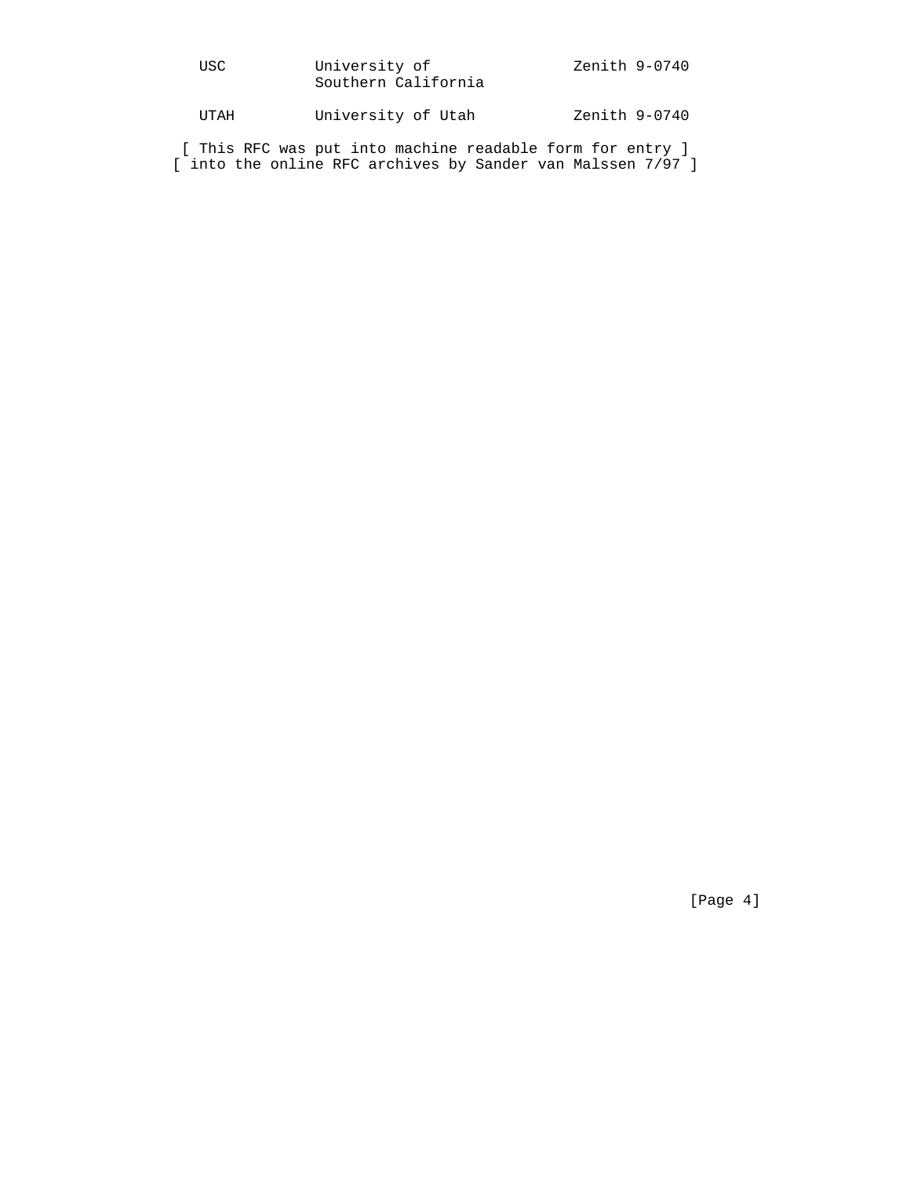| | | |
|---|---|---|
| USC | University of Southern California | Zenith 9-0740 |
| UTAH | University of Utah | Zenith 9-0740 |

[ This RFC was put into machine readable form for entry ]
[ into the online RFC archives by Sander van Malssen 7/97 ]